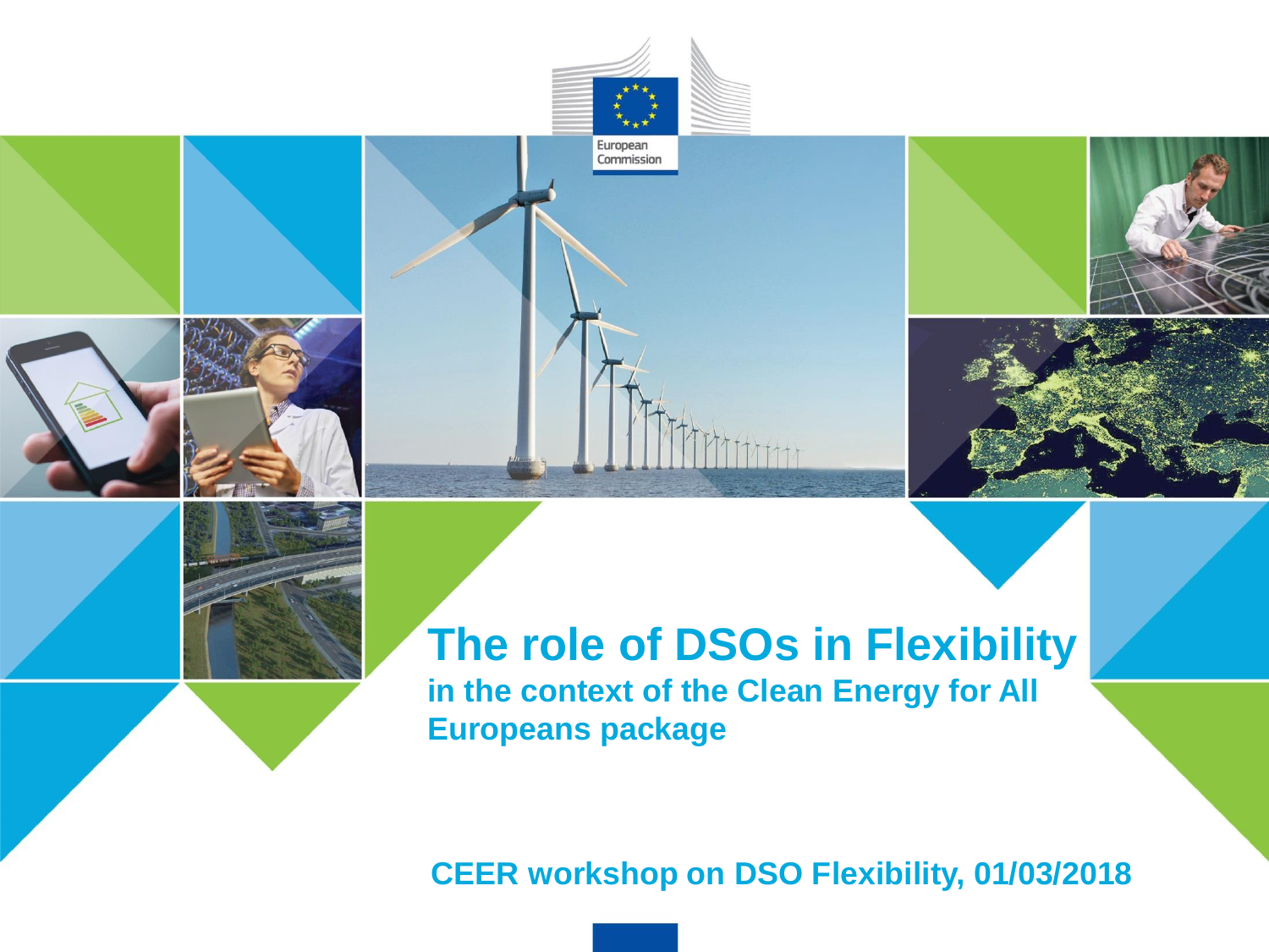# The role of DSOs in Flexibility

## in the context of the Clean Energy for All Europeans package

**CEER workshop on DSO Flexibility, 01/03/2018**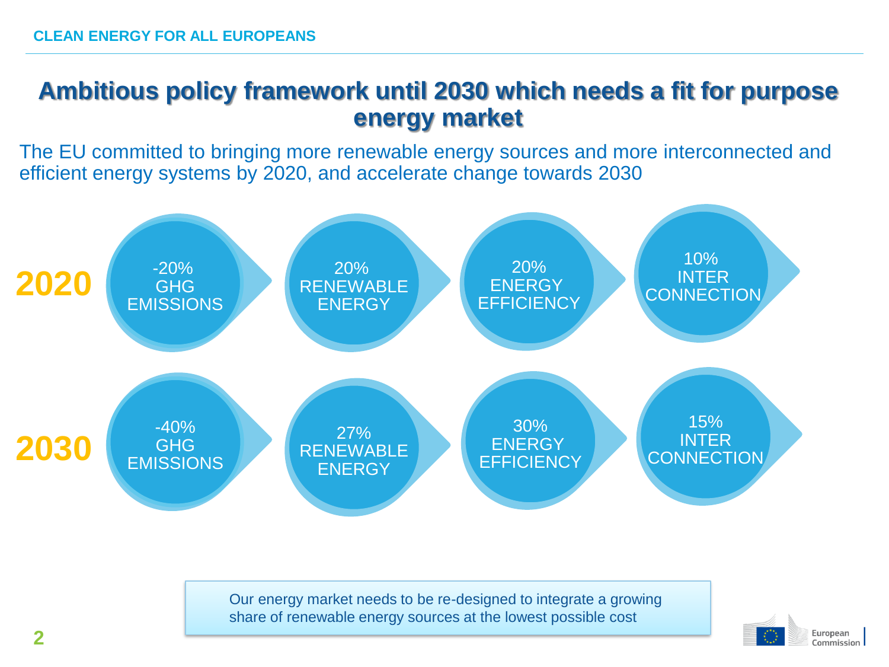## Ambitious policy framework until 2030 which needs a fit for purpose energy market

The EU committed to bringing more renewable energy sources and more interconnected and efficient energy systems by 2020, and accelerate change towards 2030

| | | | | |
|---|---|---|---|---|
| **2020** | -20% GHG EMISSIONS | 20% RENEWABLE ENERGY | 20% ENERGY EFFICIENCY | 10% INTER CONNECTION |
| **2030** | -40% GHG EMISSIONS | 27% RENEWABLE ENERGY | 30% ENERGY EFFICIENCY | 15% INTER CONNECTION |

Our energy market needs to be re-designed to integrate a growing share of renewable energy sources at the lowest possible cost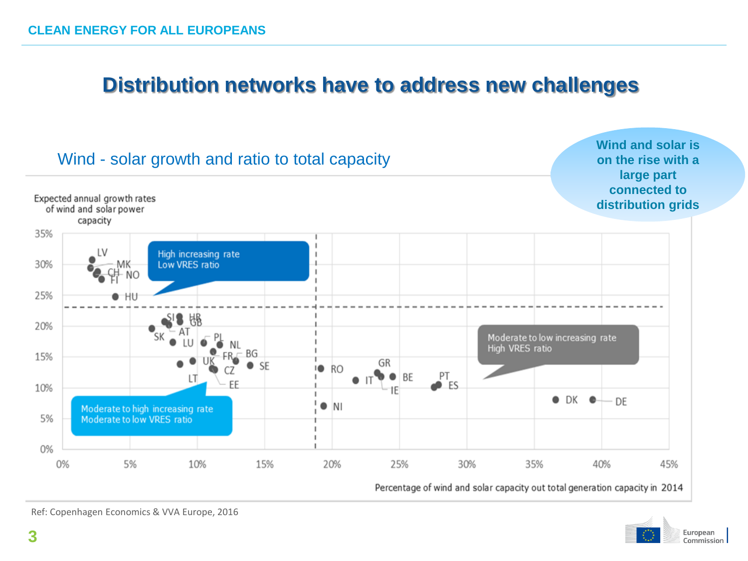# Distribution networks have to address new challenges

## Wind - solar growth and ratio to total capacity

**Wind and solar is on the rise with a large part connected to distribution grids**

Expected annual growth rates of wind and solar power capacity

High increasing rate
Low VRES ratio

Moderate to high increasing rate
Moderate to low VRES ratio

Moderate to low increasing rate
High VRES ratio

LV, MK, CH, NO, FI, HU, SI, HR, GB, SK, AT, LU, PL, NL, FR, BG, UK, SE, CZ, LT, EE, RO, NI, IT, GR, BE, IE, PT, ES, DK, DE

35%, 30%, 25%, 20%, 15%, 10%, 5%, 0%

0%, 5%, 10%, 15%, 20%, 25%, 30%, 35%, 40%, 45%

Percentage of wind and solar capacity out total generation capacity in 2014

Ref: Copenhagen Economics & VVA Europe, 2016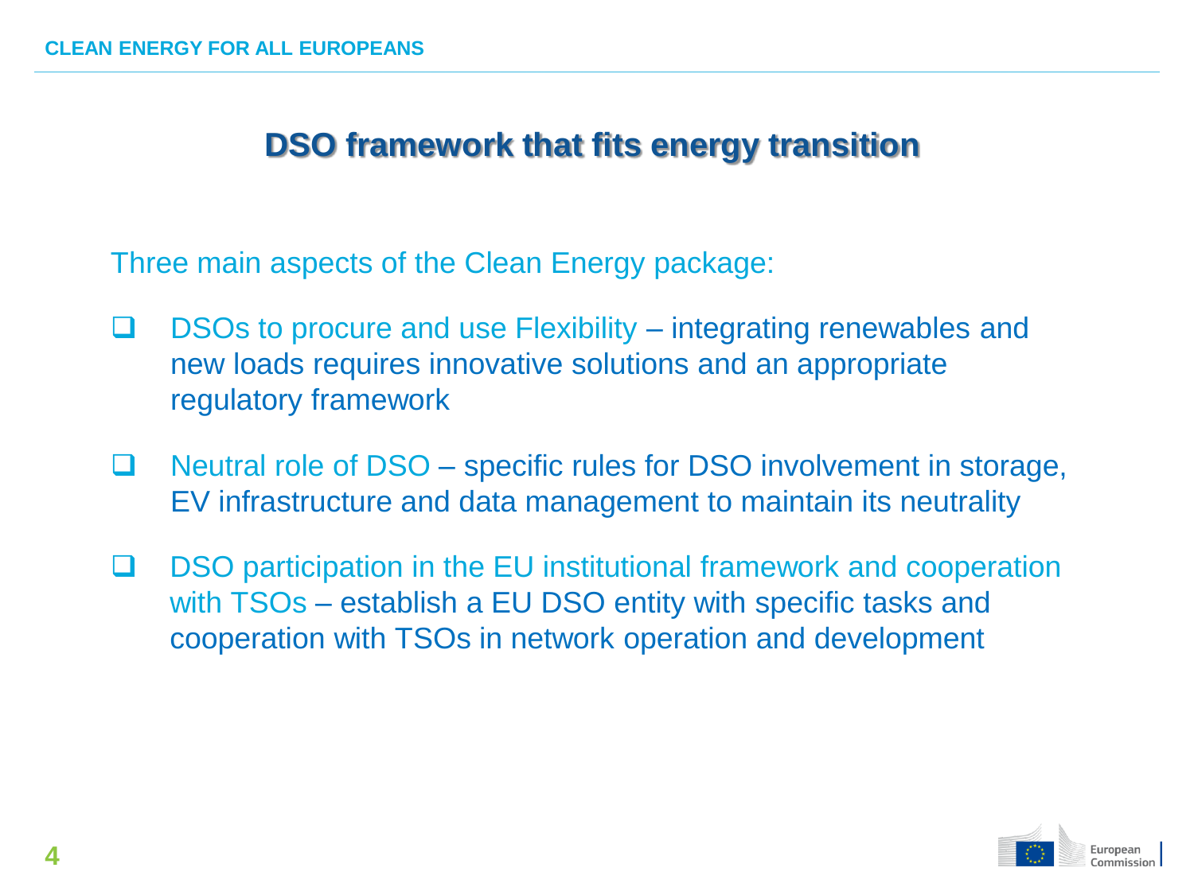# DSO framework that fits energy transition

Three main aspects of the Clean Energy package:

- DSOs to procure and use Flexibility – integrating renewables and new loads requires innovative solutions and an appropriate regulatory framework

- Neutral role of DSO – specific rules for DSO involvement in storage, EV infrastructure and data management to maintain its neutrality

- DSO participation in the EU institutional framework and cooperation with TSOs – establish a EU DSO entity with specific tasks and cooperation with TSOs in network operation and development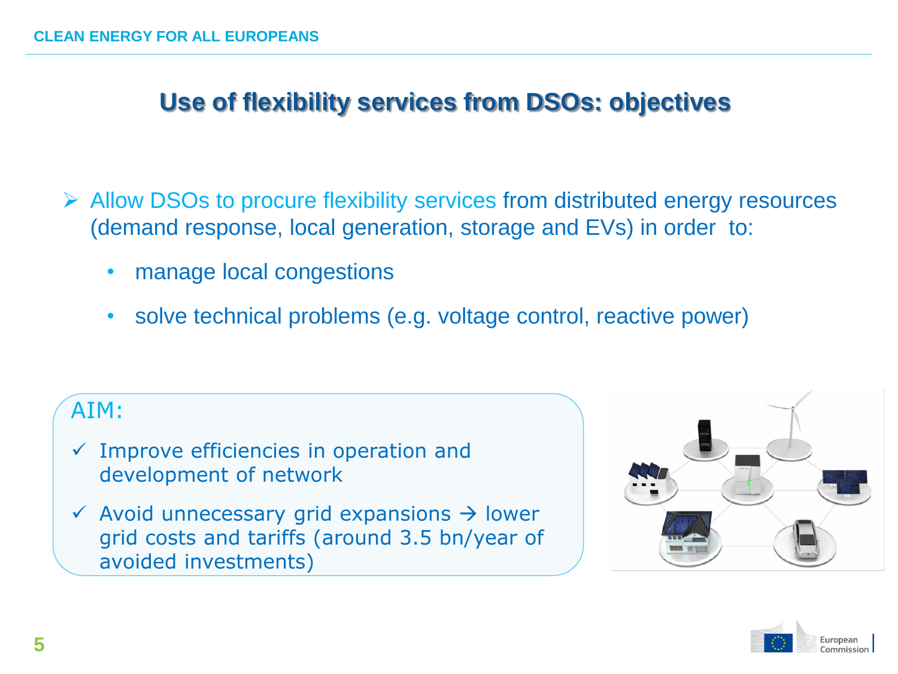# Use of flexibility services from DSOs: objectives

- Allow DSOs to procure flexibility services from distributed energy resources (demand response, local generation, storage and EVs) in order to:
  - manage local congestions
  - solve technical problems (e.g. voltage control, reactive power)

**AIM:**

- ✓ Improve efficiencies in operation and development of network
- ✓ Avoid unnecessary grid expansions → lower grid costs and tariffs (around 3.5 bn/year of avoided investments)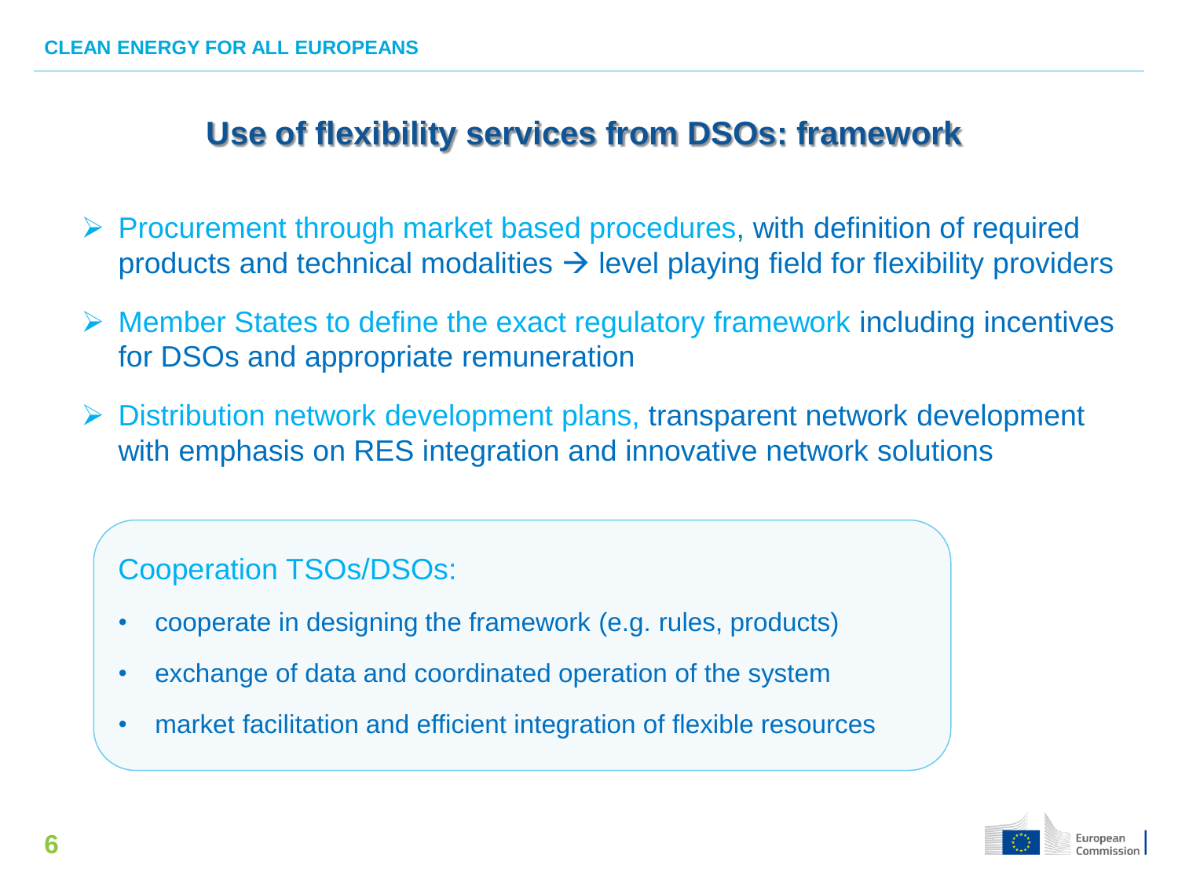# Use of flexibility services from DSOs: framework

- Procurement through market based procedures, with definition of required products and technical modalities → level playing field for flexibility providers
- Member States to define the exact regulatory framework including incentives for DSOs and appropriate remuneration
- Distribution network development plans, transparent network development with emphasis on RES integration and innovative network solutions

Cooperation TSOs/DSOs:

- cooperate in designing the framework (e.g. rules, products)
- exchange of data and coordinated operation of the system
- market facilitation and efficient integration of flexible resources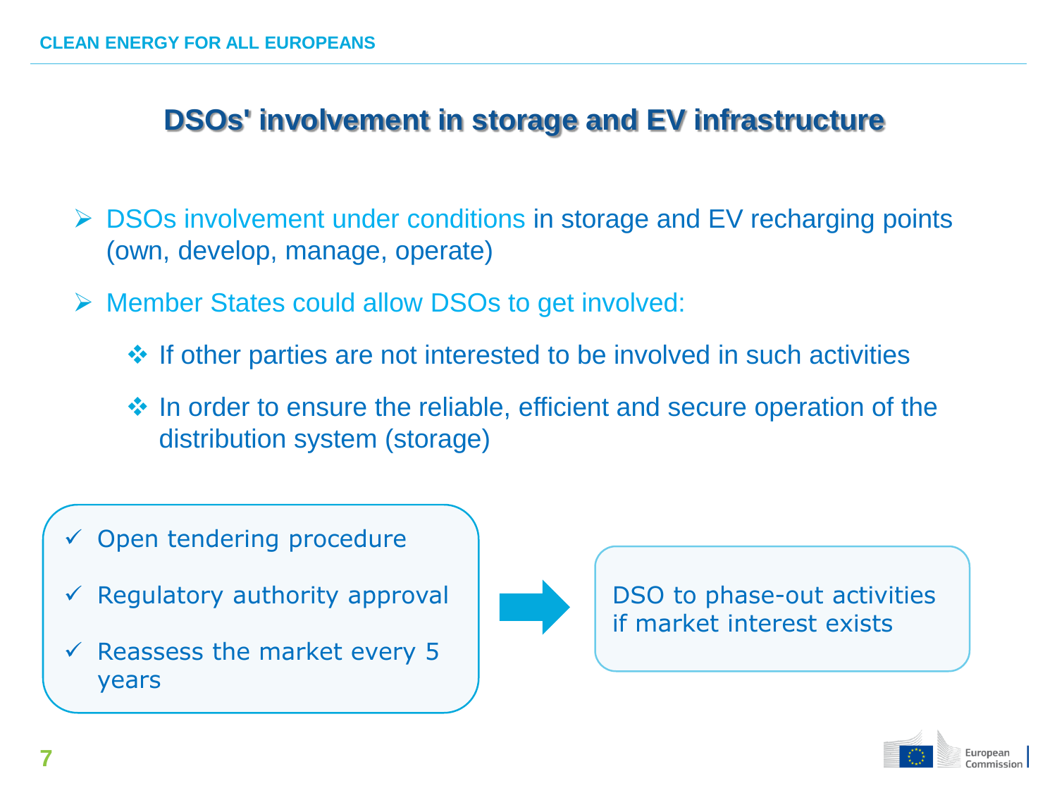# DSOs' involvement in storage and EV infrastructure

- DSOs involvement under conditions in storage and EV recharging points (own, develop, manage, operate)
- Member States could allow DSOs to get involved:
  - If other parties are not interested to be involved in such activities
  - In order to ensure the reliable, efficient and secure operation of the distribution system (storage)

- ✓ Open tendering procedure
- ✓ Regulatory authority approval
- ✓ Reassess the market every 5 years

→ DSO to phase-out activities if market interest exists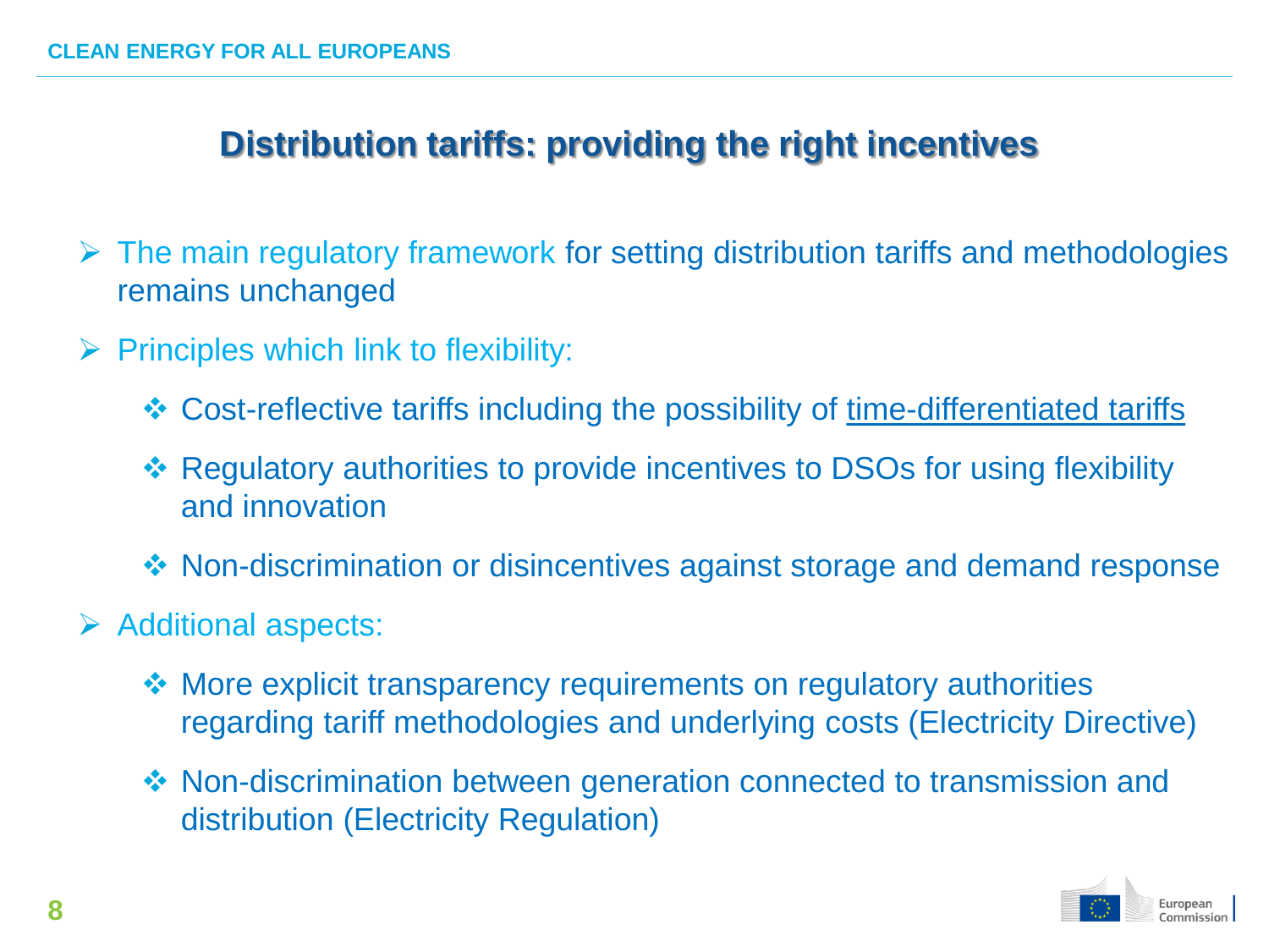## Distribution tariffs: providing the right incentives

- The main regulatory framework for setting distribution tariffs and methodologies remains unchanged
- Principles which link to flexibility:
  - Cost-reflective tariffs including the possibility of time-differentiated tariffs
  - Regulatory authorities to provide incentives to DSOs for using flexibility and innovation
  - Non-discrimination or disincentives against storage and demand response
- Additional aspects:
  - More explicit transparency requirements on regulatory authorities regarding tariff methodologies and underlying costs (Electricity Directive)
  - Non-discrimination between generation connected to transmission and distribution (Electricity Regulation)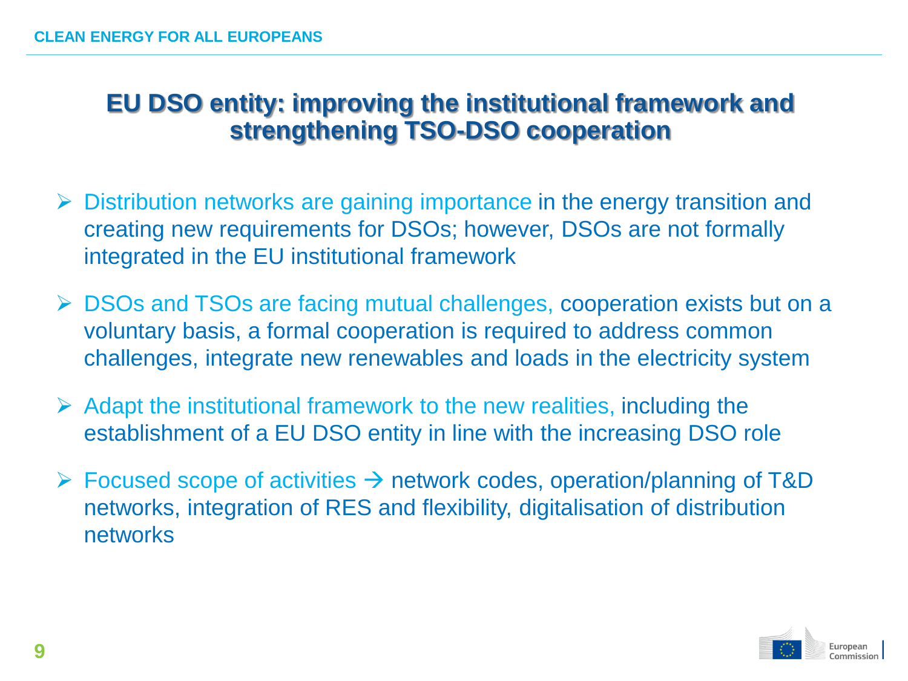## EU DSO entity: improving the institutional framework and strengthening TSO-DSO cooperation

- Distribution networks are gaining importance in the energy transition and creating new requirements for DSOs; however, DSOs are not formally integrated in the EU institutional framework
- DSOs and TSOs are facing mutual challenges, cooperation exists but on a voluntary basis, a formal cooperation is required to address common challenges, integrate new renewables and loads in the electricity system
- Adapt the institutional framework to the new realities, including the establishment of a EU DSO entity in line with the increasing DSO role
- Focused scope of activities → network codes, operation/planning of T&D networks, integration of RES and flexibility, digitalisation of distribution networks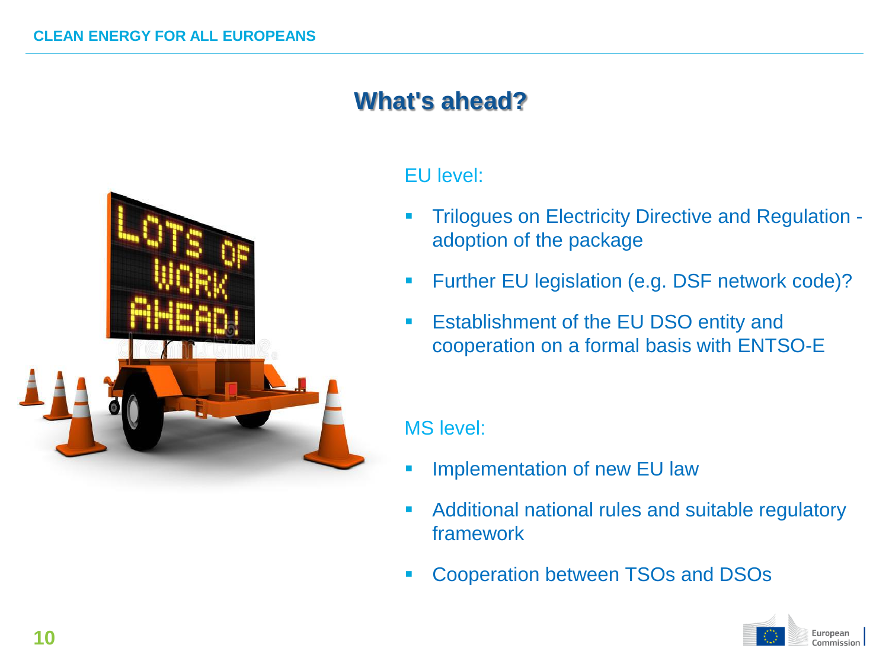# What's ahead?

EU level:

- Trilogues on Electricity Directive and Regulation - adoption of the package
- Further EU legislation (e.g. DSF network code)?
- Establishment of the EU DSO entity and cooperation on a formal basis with ENTSO-E

MS level:

- Implementation of new EU law
- Additional national rules and suitable regulatory framework
- Cooperation between TSOs and DSOs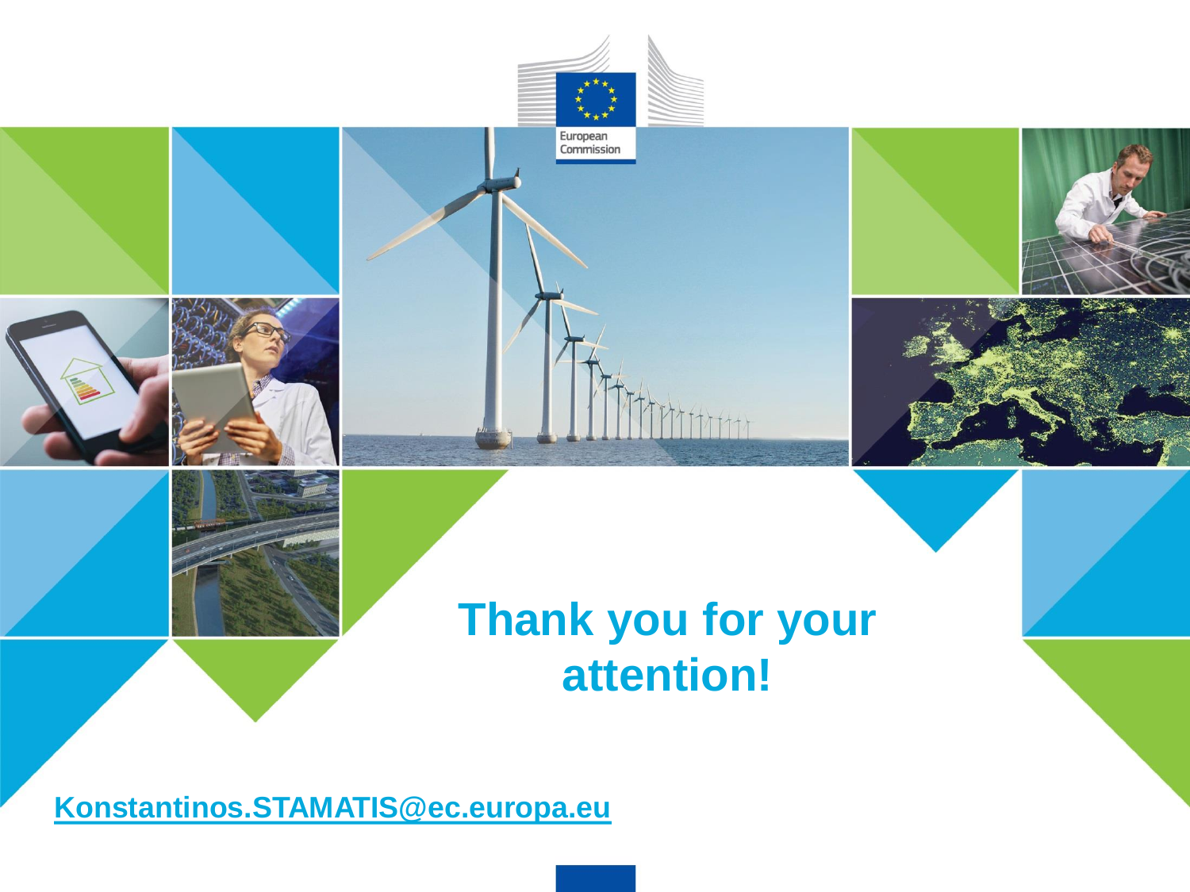# Thank you for your attention!

Konstantinos.STAMATIS@ec.europa.eu